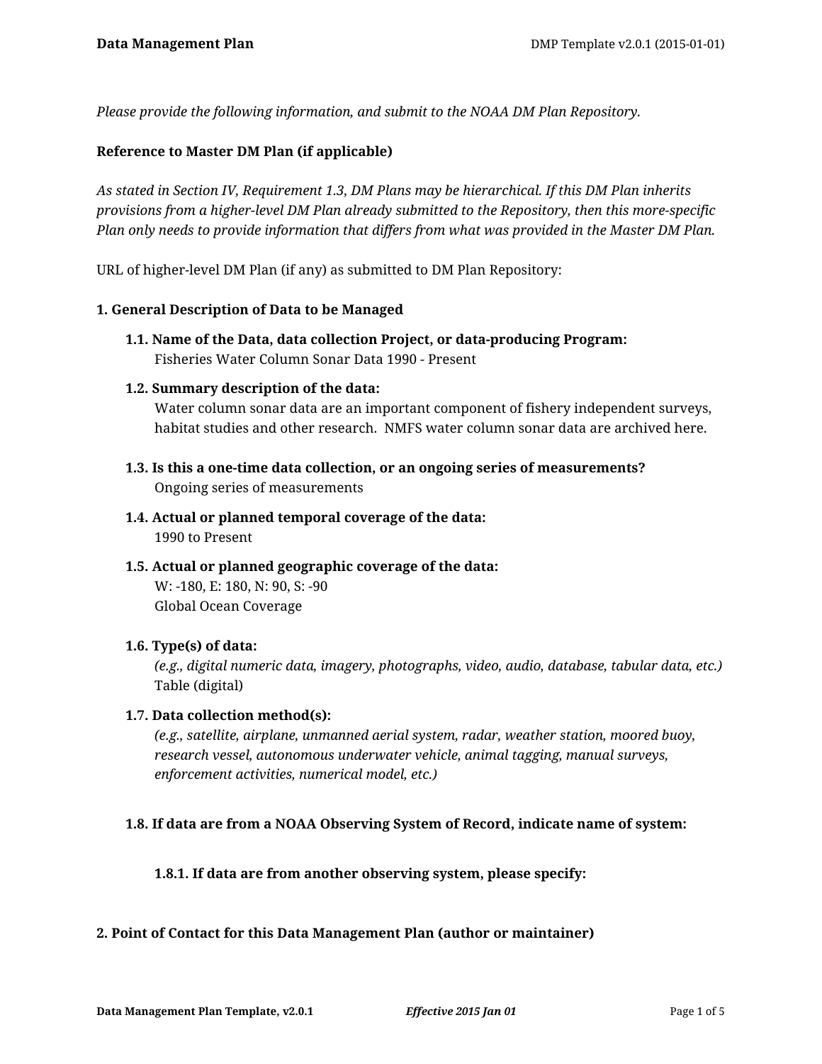*Please provide the following information, and submit to the NOAA DM Plan Repository.*

**Reference to Master DM Plan (if applicable)**

*As stated in Section IV, Requirement 1.3, DM Plans may be hierarchical. If this DM Plan inherits provisions from a higher-level DM Plan already submitted to the Repository, then this more-specific Plan only needs to provide information that differs from what was provided in the Master DM Plan.*

URL of higher-level DM Plan (if any) as submitted to DM Plan Repository:

## 1. General Description of Data to be Managed

### 1.1. Name of the Data, data collection Project, or data-producing Program:

Fisheries Water Column Sonar Data 1990 - Present

### 1.2. Summary description of the data:

Water column sonar data are an important component of fishery independent surveys, habitat studies and other research. NMFS water column sonar data are archived here.

### 1.3. Is this a one-time data collection, or an ongoing series of measurements?

Ongoing series of measurements

### 1.4. Actual or planned temporal coverage of the data:

1990 to Present

### 1.5. Actual or planned geographic coverage of the data:

W: -180, E: 180, N: 90, S: -90
Global Ocean Coverage

### 1.6. Type(s) of data:

*(e.g., digital numeric data, imagery, photographs, video, audio, database, tabular data, etc.)*
Table (digital)

### 1.7. Data collection method(s):

*(e.g., satellite, airplane, unmanned aerial system, radar, weather station, moored buoy, research vessel, autonomous underwater vehicle, animal tagging, manual surveys, enforcement activities, numerical model, etc.)*

### 1.8. If data are from a NOAA Observing System of Record, indicate name of system:

#### 1.8.1. If data are from another observing system, please specify:

## 2. Point of Contact for this Data Management Plan (author or maintainer)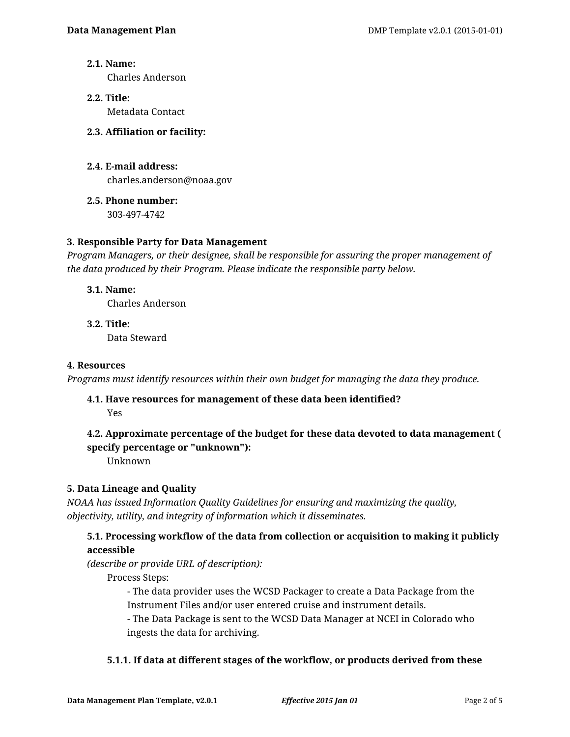**2.1. Name:**
Charles Anderson

**2.2. Title:**
Metadata Contact

**2.3. Affiliation or facility:**

**2.4. E-mail address:**
charles.anderson@noaa.gov

**2.5. Phone number:**
303-497-4742

### 3. Responsible Party for Data Management

*Program Managers, or their designee, shall be responsible for assuring the proper management of the data produced by their Program. Please indicate the responsible party below.*

**3.1. Name:**
Charles Anderson

**3.2. Title:**
Data Steward

### 4. Resources

*Programs must identify resources within their own budget for managing the data they produce.*

**4.1. Have resources for management of these data been identified?**
Yes

**4.2. Approximate percentage of the budget for these data devoted to data management ( specify percentage or "unknown"):**
Unknown

### 5. Data Lineage and Quality

*NOAA has issued Information Quality Guidelines for ensuring and maximizing the quality, objectivity, utility, and integrity of information which it disseminates.*

**5.1. Processing workflow of the data from collection or acquisition to making it publicly accessible**
*(describe or provide URL of description):*

Process Steps:

- The data provider uses the WCSD Packager to create a Data Package from the Instrument Files and/or user entered cruise and instrument details.
- The Data Package is sent to the WCSD Data Manager at NCEI in Colorado who ingests the data for archiving.

**5.1.1. If data at different stages of the workflow, or products derived from these**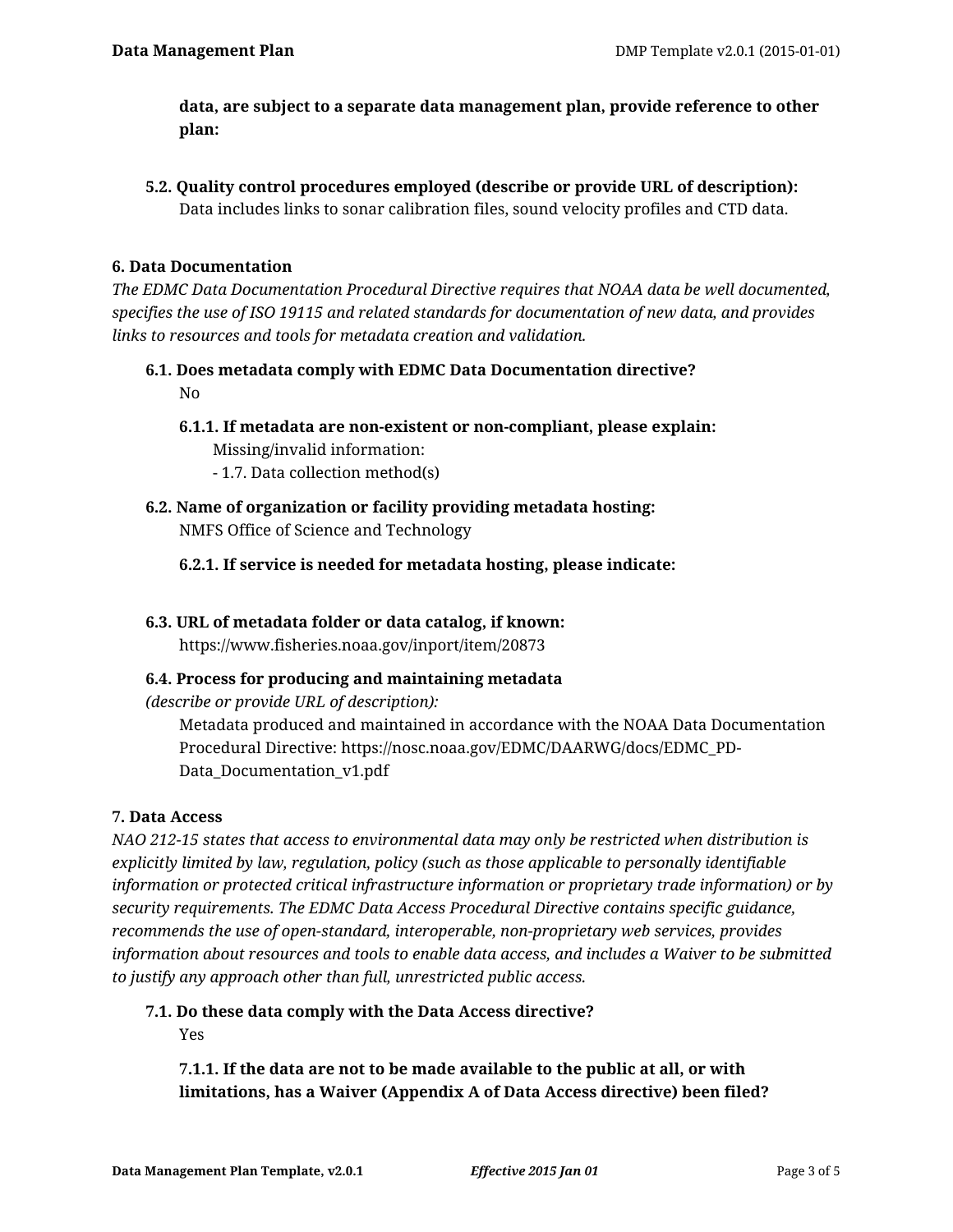**data, are subject to a separate data management plan, provide reference to other plan:**

**5.2. Quality control procedures employed (describe or provide URL of description):**

Data includes links to sonar calibration files, sound velocity profiles and CTD data.

### 6. Data Documentation

*The EDMC Data Documentation Procedural Directive requires that NOAA data be well documented, specifies the use of ISO 19115 and related standards for documentation of new data, and provides links to resources and tools for metadata creation and validation.*

**6.1. Does metadata comply with EDMC Data Documentation directive?**

No

**6.1.1. If metadata are non-existent or non-compliant, please explain:**

Missing/invalid information:

- 1.7. Data collection method(s)

**6.2. Name of organization or facility providing metadata hosting:**

NMFS Office of Science and Technology

**6.2.1. If service is needed for metadata hosting, please indicate:**

**6.3. URL of metadata folder or data catalog, if known:**

https://www.fisheries.noaa.gov/inport/item/20873

**6.4. Process for producing and maintaining metadata**
*(describe or provide URL of description):*

Metadata produced and maintained in accordance with the NOAA Data Documentation Procedural Directive: https://nosc.noaa.gov/EDMC/DAARWG/docs/EDMC_PD-Data_Documentation_v1.pdf

### 7. Data Access

*NAO 212-15 states that access to environmental data may only be restricted when distribution is explicitly limited by law, regulation, policy (such as those applicable to personally identifiable information or protected critical infrastructure information or proprietary trade information) or by security requirements. The EDMC Data Access Procedural Directive contains specific guidance, recommends the use of open-standard, interoperable, non-proprietary web services, provides information about resources and tools to enable data access, and includes a Waiver to be submitted to justify any approach other than full, unrestricted public access.*

**7.1. Do these data comply with the Data Access directive?**

Yes

**7.1.1. If the data are not to be made available to the public at all, or with limitations, has a Waiver (Appendix A of Data Access directive) been filed?**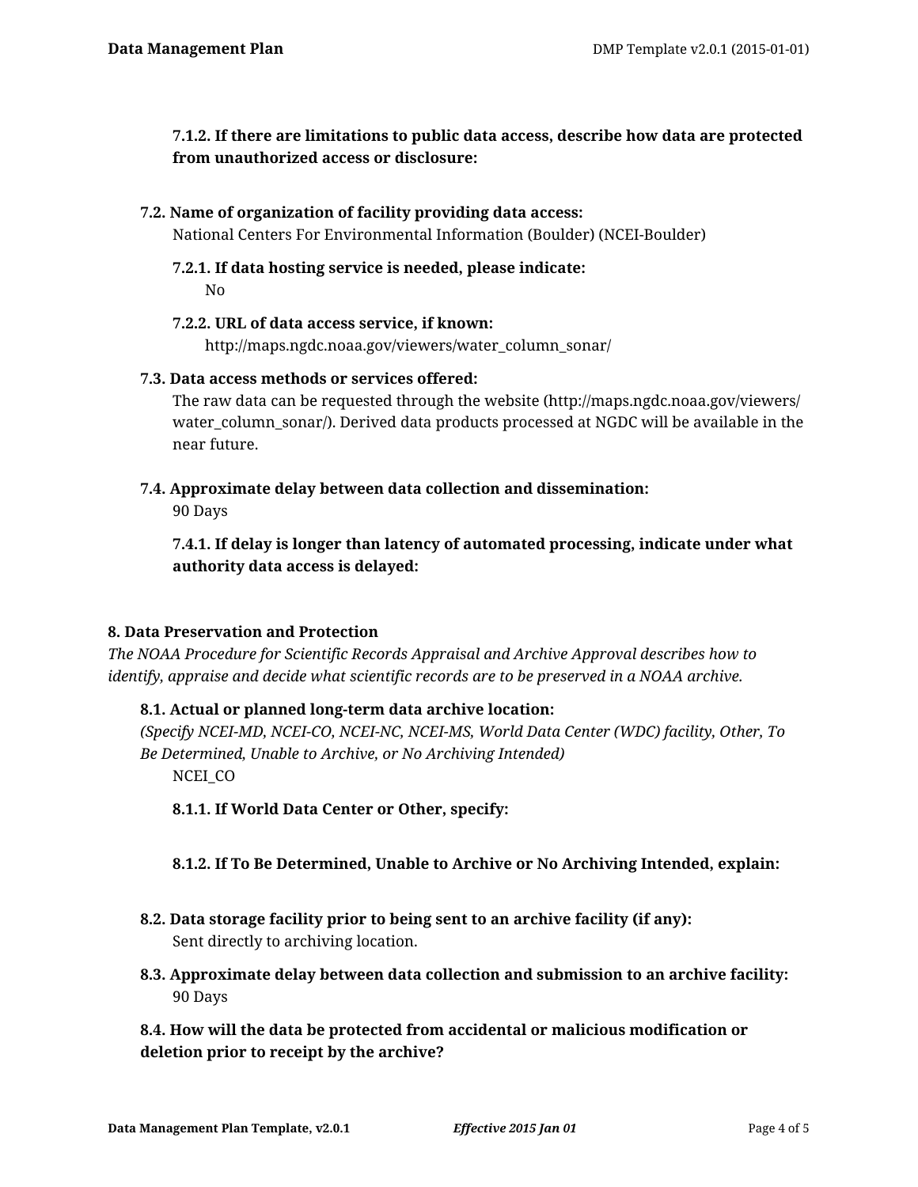**7.1.2. If there are limitations to public data access, describe how data are protected from unauthorized access or disclosure:**

**7.2. Name of organization of facility providing data access:**

National Centers For Environmental Information (Boulder) (NCEI-Boulder)

**7.2.1. If data hosting service is needed, please indicate:**

No

**7.2.2. URL of data access service, if known:**

http://maps.ngdc.noaa.gov/viewers/water_column_sonar/

**7.3. Data access methods or services offered:**

The raw data can be requested through the website (http://maps.ngdc.noaa.gov/viewers/water_column_sonar/). Derived data products processed at NGDC will be available in the near future.

**7.4. Approximate delay between data collection and dissemination:**

90 Days

**7.4.1. If delay is longer than latency of automated processing, indicate under what authority data access is delayed:**

**8. Data Preservation and Protection**

*The NOAA Procedure for Scientific Records Appraisal and Archive Approval describes how to identify, appraise and decide what scientific records are to be preserved in a NOAA archive.*

**8.1. Actual or planned long-term data archive location:**

*(Specify NCEI-MD, NCEI-CO, NCEI-NC, NCEI-MS, World Data Center (WDC) facility, Other, To Be Determined, Unable to Archive, or No Archiving Intended)*

NCEI_CO

**8.1.1. If World Data Center or Other, specify:**

**8.1.2. If To Be Determined, Unable to Archive or No Archiving Intended, explain:**

**8.2. Data storage facility prior to being sent to an archive facility (if any):**

Sent directly to archiving location.

**8.3. Approximate delay between data collection and submission to an archive facility:**

90 Days

**8.4. How will the data be protected from accidental or malicious modification or deletion prior to receipt by the archive?**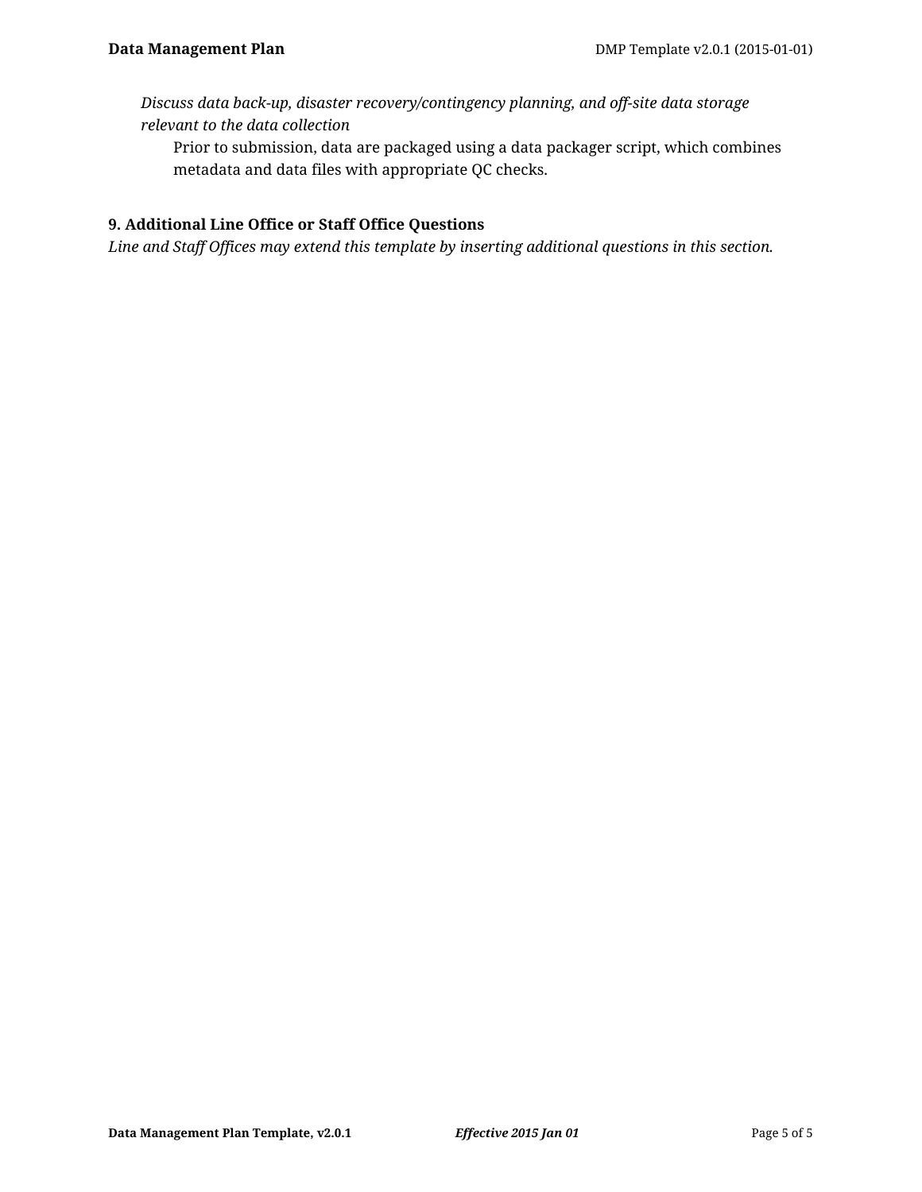*Discuss data back-up, disaster recovery/contingency planning, and off-site data storage relevant to the data collection*

Prior to submission, data are packaged using a data packager script, which combines metadata and data files with appropriate QC checks.

**9. Additional Line Office or Staff Office Questions**

*Line and Staff Offices may extend this template by inserting additional questions in this section.*